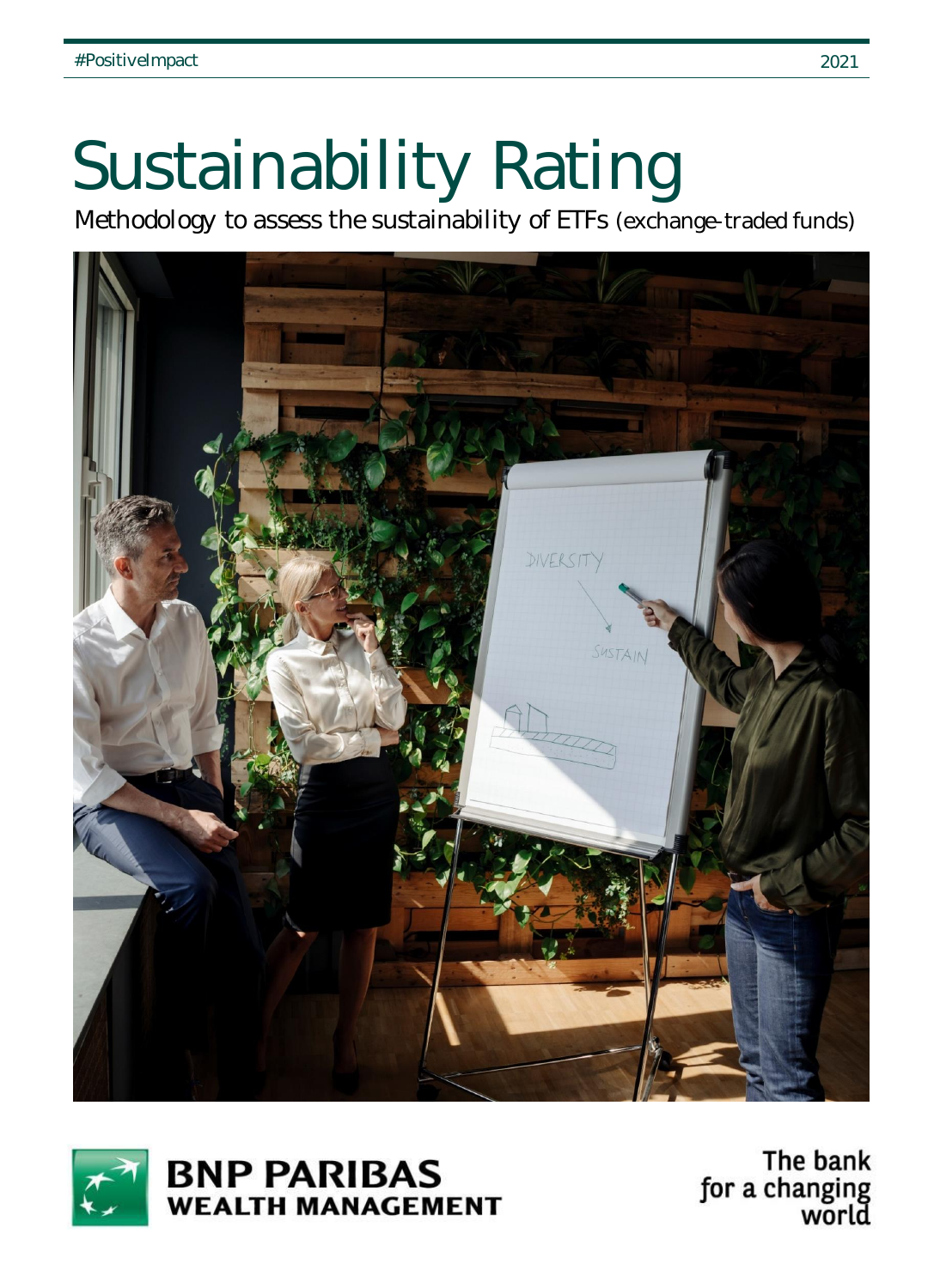#PositiveImpact

2021

# Sustainability Rating

Methodology to assess the sustainability of ETFs (exchange-traded funds)

BNP PARIBAS WEALTH MANAGEMENT

The bank for a changing world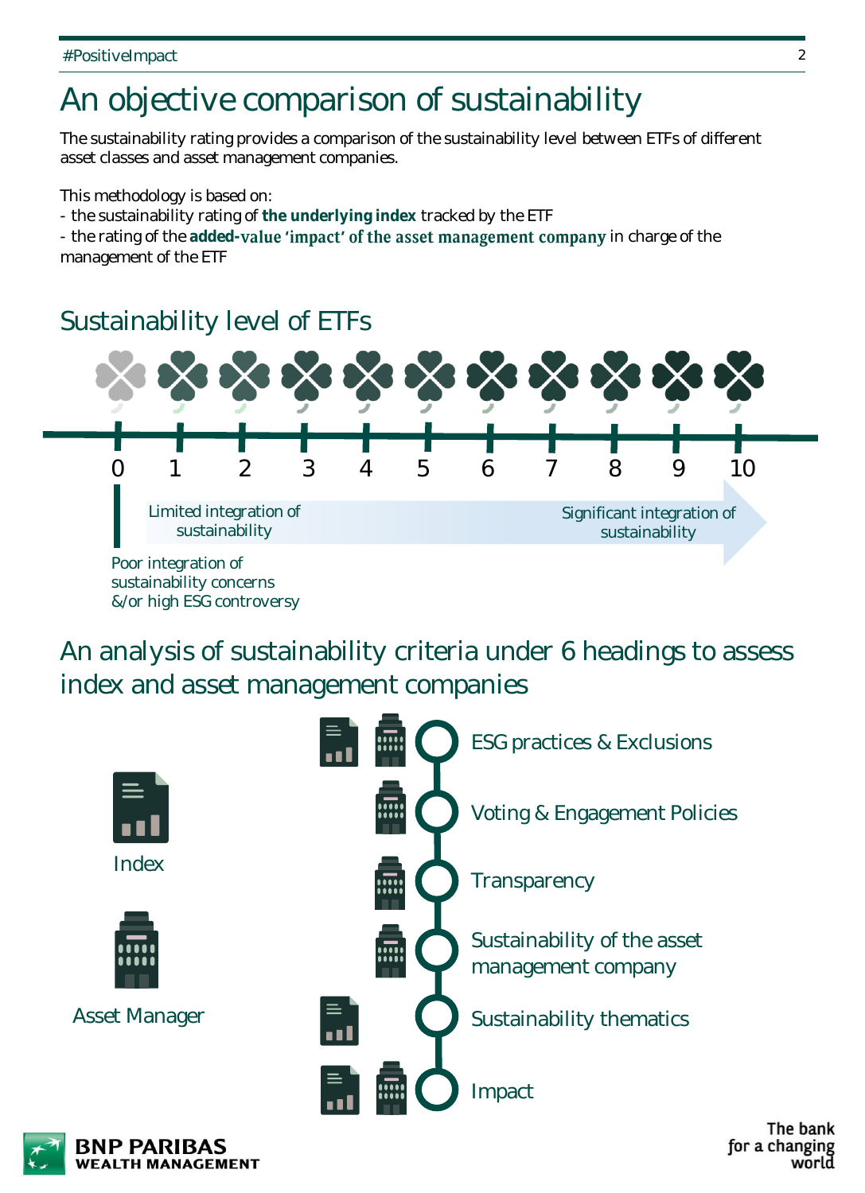# An objective comparison of sustainability

The sustainability rating provides a comparison of the sustainability level between ETFs of different asset classes and asset management companies.

This methodology is based on:

- the sustainability rating of **the underlying index** tracked by the ETF
- the rating of the **added-value 'impact' of the asset management company** in charge of the management of the ETF

## Sustainability level of ETFs

0 1 2 3 4 5 6 7 8 9 10

Limited integration of sustainability → Significant integration of sustainability

Poor integration of sustainability concerns &/or high ESG controversy

## An analysis of sustainability criteria under 6 headings to assess index and asset management companies

Index

Asset Manager

- ESG practices & Exclusions
- Voting & Engagement Policies
- Transparency
- Sustainability of the asset management company
- Sustainability thematics
- Impact

BNP PARIBAS WEALTH MANAGEMENT

The bank for a changing world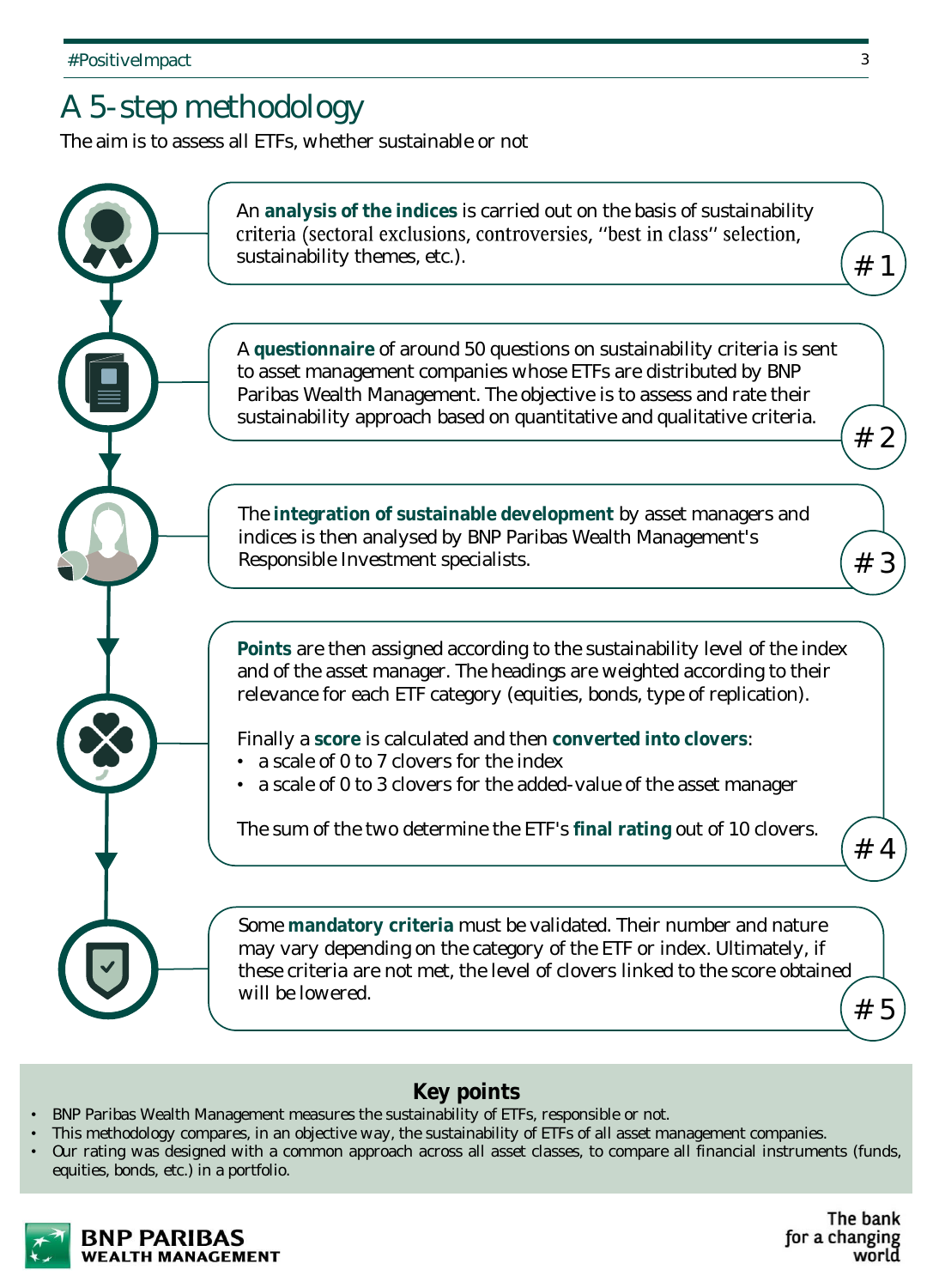# A 5-step methodology

The aim is to assess all ETFs, whether sustainable or not

**#1** An **analysis of the indices** is carried out on the basis of sustainability criteria (sectoral exclusions, controversies, "best in class" selection, sustainability themes, etc.).

**#2** A **questionnaire** of around 50 questions on sustainability criteria is sent to asset management companies whose ETFs are distributed by BNP Paribas Wealth Management. The objective is to assess and rate their sustainability approach based on quantitative and qualitative criteria.

**#3** The **integration of sustainable development** by asset managers and indices is then analysed by BNP Paribas Wealth Management's Responsible Investment specialists.

**#4** **Points** are then assigned according to the sustainability level of the index and of the asset manager. The headings are weighted according to their relevance for each ETF category (equities, bonds, type of replication).

Finally a **score** is calculated and then **converted into clovers**:

- a scale of 0 to 7 clovers for the index
- a scale of 0 to 3 clovers for the added-value of the asset manager

The sum of the two determine the ETF's **final rating** out of 10 clovers.

**#5** Some **mandatory criteria** must be validated. Their number and nature may vary depending on the category of the ETF or index. Ultimately, if these criteria are not met, the level of clovers linked to the score obtained will be lowered.

## Key points

- BNP Paribas Wealth Management measures the sustainability of ETFs, responsible or not.
- This methodology compares, in an objective way, the sustainability of ETFs of all asset management companies.
- Our rating was designed with a common approach across all asset classes, to compare all financial instruments (funds, equities, bonds, etc.) in a portfolio.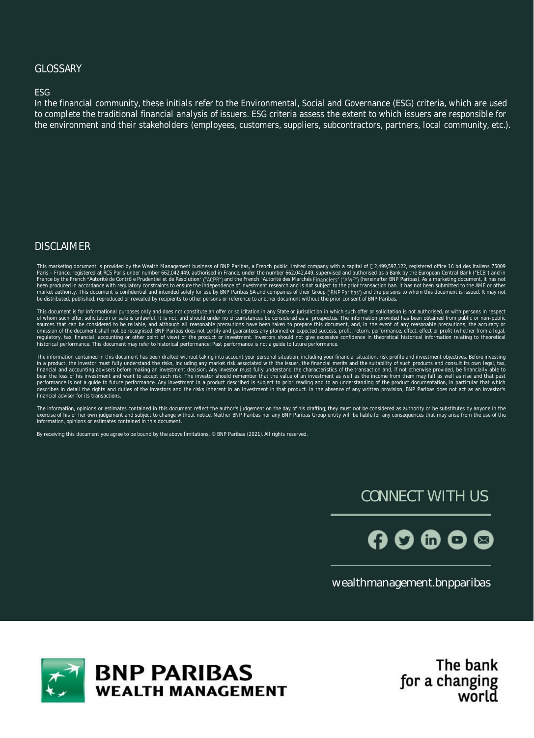## GLOSSARY

### ESG

In the financial community, these initials refer to the Environmental, Social and Governance (ESG) criteria, which are used to complete the traditional financial analysis of issuers. ESG criteria assess the extent to which issuers are responsible for the environment and their stakeholders (employees, customers, suppliers, subcontractors, partners, local community, etc.).

## DISCLAIMER

This marketing document is provided by the Wealth Management business of BNP Paribas, a French public limited company with a capital of € 2,499,597,122, registered office 16 bd des Italiens 75009 Paris - France, registered at RCS Paris under number 662,042,449, authorised in France, under the number 662,042,449, supervised and authorised as a Bank by the European Central Bank ("ECB") and in France by the French "Autorité de Contrôle Prudentiel et de Résolution" ("ACPR") and the French "Autorité des Marchés Financiers" ("AMF") (hereinafter BNP Paribas). As a marketing document, it has not been produced in accordance with regulatory constraints to ensure the independence of investment research and is not subject to the prior transaction ban. It has not been submitted to the AMF or other market authority. This document is confidential and intended solely for use by BNP Paribas SA and companies of their Group ('BNP Paribas') and the persons to whom this document is issued. It may not be distributed, published, reproduced or revealed by recipients to other persons or reference to another document without the prior consent of BNP Paribas.

This document is for informational purposes only and does not constitute an offer or solicitation in any State or jurisdiction in which such offer or solicitation is not authorised, or with persons in respect of whom such offer, solicitation or sale is unlawful. It is not, and should under no circumstances be considered as a prospectus. The information provided has been obtained from public or non-public sources that can be considered to be reliable, and although all reasonable precautions have been taken to prepare this document, and, in the event of any reasonable precautions, the accuracy or omission of the document shall not be recognised. BNP Paribas does not certify and guarantees any planned or expected success, profit, return, performance, effect, effect or profit (whether from a legal, regulatory, tax, financial, accounting or other point of view) or the product or investment. Investors should not give excessive confidence in theoretical historical information relating to theoretical historical performance. This document may refer to historical performance; Past performance is not a guide to future performance.

The information contained in this document has been drafted without taking into account your personal situation, including your financial situation, risk profile and investment objectives. Before investing in a product, the investor must fully understand the risks, including any market risk associated with the issuer, the financial merits and the suitability of such products and consult its own legal, tax, financial and accounting advisers before making an investment decision. Any investor must fully understand the characteristics of the transaction and, if not otherwise provided, be financially able to bear the loss of his investment and want to accept such risk. The investor should remember that the value of an investment as well as the income from them may fall as well as rise and that past performance is not a guide to future performance. Any investment in a product described is subject to prior reading and to an understanding of the product documentation, in particular that which describes in detail the rights and duties of the investors and the risks inherent in an investment in that product. In the absence of any written provision, BNP Paribas does not act as an investor's financial adviser for its transactions.

The information, opinions or estimates contained in this document reflect the author's judgement on the day of his drafting; they must not be considered as authority or be substitutes by anyone in the exercise of his or her own judgement and subject to change without notice. Neither BNP Paribas nor any BNP Paribas Group entity will be liable for any consequences that may arise from the use of the information, opinions or estimates contained in this document.

By receiving this document you agree to be bound by the above limitations. © BNP Paribas (2021). All rights reserved.

CONNECT WITH US

wealthmanagement.bnpparibas

BNP PARIBAS WEALTH MANAGEMENT

The bank for a changing world